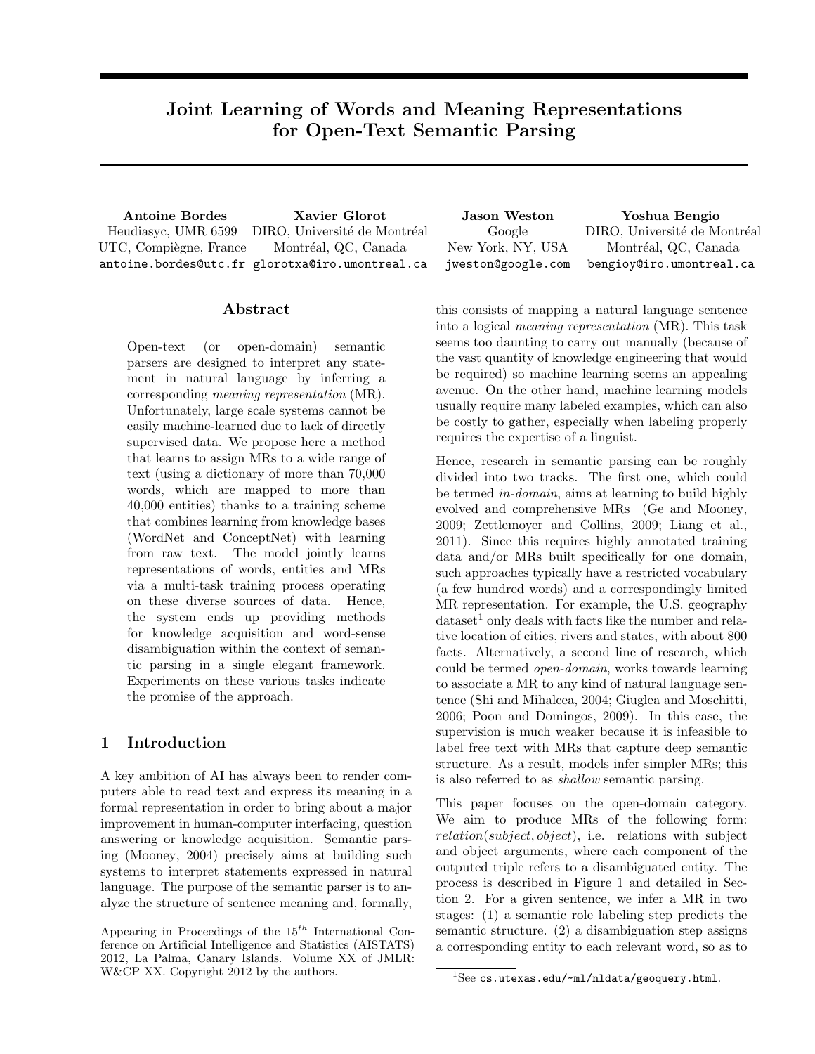# Joint Learning of Words and Meaning Representations for Open-Text Semantic Parsing

**Antoine Bordes**
Heudiasyc, UMR 6599
UTC, Compiègne, France
antoine.bordes@utc.fr

**Xavier Glorot**
DIRO, Université de Montréal
Montréal, QC, Canada
glorotxa@iro.umontreal.ca

**Jason Weston**
Google
New York, NY, USA
jweston@google.com

**Yoshua Bengio**
DIRO, Université de Montréal
Montréal, QC, Canada
bengioy@iro.umontreal.ca

## Abstract

Open-text (or open-domain) semantic parsers are designed to interpret any statement in natural language by inferring a corresponding *meaning representation* (MR). Unfortunately, large scale systems cannot be easily machine-learned due to lack of directly supervised data. We propose here a method that learns to assign MRs to a wide range of text (using a dictionary of more than 70,000 words, which are mapped to more than 40,000 entities) thanks to a training scheme that combines learning from knowledge bases (WordNet and ConceptNet) with learning from raw text. The model jointly learns representations of words, entities and MRs via a multi-task training process operating on these diverse sources of data. Hence, the system ends up providing methods for knowledge acquisition and word-sense disambiguation within the context of semantic parsing in a single elegant framework. Experiments on these various tasks indicate the promise of the approach.

## 1 Introduction

A key ambition of AI has always been to render computers able to read text and express its meaning in a formal representation in order to bring about a major improvement in human-computer interfacing, question answering or knowledge acquisition. Semantic parsing (Mooney, 2004) precisely aims at building such systems to interpret statements expressed in natural language. The purpose of the semantic parser is to analyze the structure of sentence meaning and, formally, this consists of mapping a natural language sentence into a logical *meaning representation* (MR). This task seems too daunting to carry out manually (because of the vast quantity of knowledge engineering that would be required) so machine learning seems an appealing avenue. On the other hand, machine learning models usually require many labeled examples, which can also be costly to gather, especially when labeling properly requires the expertise of a linguist.

Hence, research in semantic parsing can be roughly divided into two tracks. The first one, which could be termed *in-domain*, aims at learning to build highly evolved and comprehensive MRs (Ge and Mooney, 2009; Zettlemoyer and Collins, 2009; Liang et al., 2011). Since this requires highly annotated training data and/or MRs built specifically for one domain, such approaches typically have a restricted vocabulary (a few hundred words) and a correspondingly limited MR representation. For example, the U.S. geography dataset[1] only deals with facts like the number and relative location of cities, rivers and states, with about 800 facts. Alternatively, a second line of research, which could be termed *open-domain*, works towards learning to associate a MR to any kind of natural language sentence (Shi and Mihalcea, 2004; Giuglea and Moschitti, 2006; Poon and Domingos, 2009). In this case, the supervision is much weaker because it is infeasible to label free text with MRs that capture deep semantic structure. As a result, models infer simpler MRs; this is also referred to as *shallow* semantic parsing.

This paper focuses on the open-domain category. We aim to produce MRs of the following form: *relation*(*subject*, *object*), i.e. relations with subject and object arguments, where each component of the outputed triple refers to a disambiguated entity. The process is described in Figure 1 and detailed in Section 2. For a given sentence, we infer a MR in two stages: (1) a semantic role labeling step predicts the semantic structure. (2) a disambiguation step assigns a corresponding entity to each relevant word, so as to

Appearing in Proceedings of the 15[th] International Conference on Artificial Intelligence and Statistics (AISTATS) 2012, La Palma, Canary Islands. Volume XX of JMLR: W&CP XX. Copyright 2012 by the authors.

[1] See cs.utexas.edu/~ml/nldata/geoquery.html.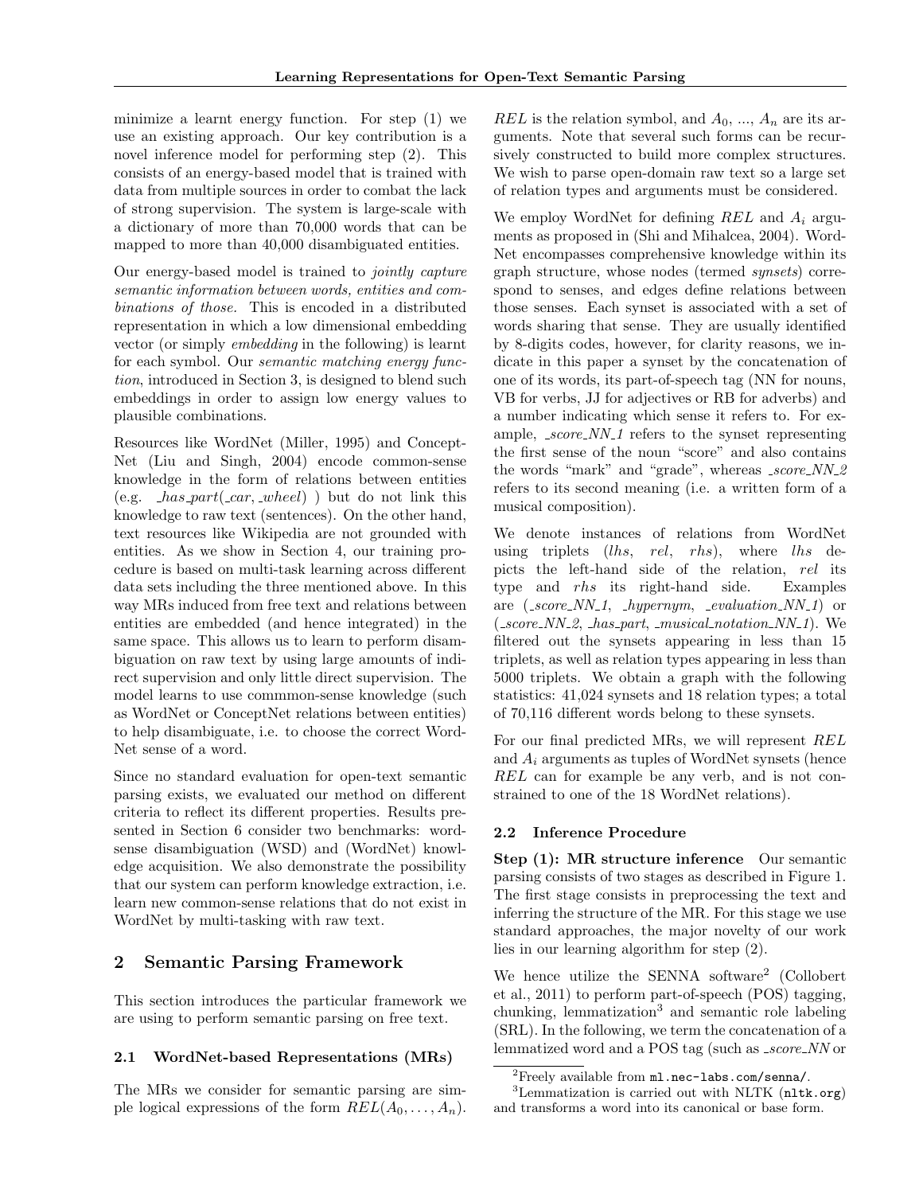minimize a learnt energy function. For step (1) we use an existing approach. Our key contribution is a novel inference model for performing step (2). This consists of an energy-based model that is trained with data from multiple sources in order to combat the lack of strong supervision. The system is large-scale with a dictionary of more than 70,000 words that can be mapped to more than 40,000 disambiguated entities.

Our energy-based model is trained to *jointly capture semantic information between words, entities and combinations of those.* This is encoded in a distributed representation in which a low dimensional embedding vector (or simply *embedding* in the following) is learnt for each symbol. Our *semantic matching energy function*, introduced in Section 3, is designed to blend such embeddings in order to assign low energy values to plausible combinations.

Resources like WordNet (Miller, 1995) and ConceptNet (Liu and Singh, 2004) encode common-sense knowledge in the form of relations between entities (e.g. *_has_part*(*_car*, *_wheel*) ) but do not link this knowledge to raw text (sentences). On the other hand, text resources like Wikipedia are not grounded with entities. As we show in Section 4, our training procedure is based on multi-task learning across different data sets including the three mentioned above. In this way MRs induced from free text and relations between entities are embedded (and hence integrated) in the same space. This allows us to learn to perform disambiguation on raw text by using large amounts of indirect supervision and only little direct supervision. The model learns to use commmon-sense knowledge (such as WordNet or ConceptNet relations between entities) to help disambiguate, i.e. to choose the correct WordNet sense of a word.

Since no standard evaluation for open-text semantic parsing exists, we evaluated our method on different criteria to reflect its different properties. Results presented in Section 6 consider two benchmarks: word-sense disambiguation (WSD) and (WordNet) knowledge acquisition. We also demonstrate the possibility that our system can perform knowledge extraction, i.e. learn new common-sense relations that do not exist in WordNet by multi-tasking with raw text.

## 2 Semantic Parsing Framework

This section introduces the particular framework we are using to perform semantic parsing on free text.

### 2.1 WordNet-based Representations (MRs)

The MRs we consider for semantic parsing are simple logical expressions of the form $REL(A_0, \ldots, A_n)$. $REL$ is the relation symbol, and $A_0$, ..., $A_n$ are its arguments. Note that several such forms can be recursively constructed to build more complex structures. We wish to parse open-domain raw text so a large set of relation types and arguments must be considered.

We employ WordNet for defining $REL$ and $A_i$ arguments as proposed in (Shi and Mihalcea, 2004). WordNet encompasses comprehensive knowledge within its graph structure, whose nodes (termed *synsets*) correspond to senses, and edges define relations between those senses. Each synset is associated with a set of words sharing that sense. They are usually identified by 8-digits codes, however, for clarity reasons, we indicate in this paper a synset by the concatenation of one of its words, its part-of-speech tag (NN for nouns, VB for verbs, JJ for adjectives or RB for adverbs) and a number indicating which sense it refers to. For example, *_score_NN_1* refers to the synset representing the first sense of the noun "score" and also contains the words "mark" and "grade", whereas *_score_NN_2* refers to its second meaning (i.e. a written form of a musical composition).

We denote instances of relations from WordNet using triplets ($lhs$, $rel$, $rhs$), where $lhs$ depicts the left-hand side of the relation, $rel$ its type and $rhs$ its right-hand side. Examples are (*_score_NN_1*, *_hypernym*, *_evaluation_NN_1*) or (*_score_NN_2*, *_has_part*, *_musical_notation_NN_1*). We filtered out the synsets appearing in less than 15 triplets, as well as relation types appearing in less than 5000 triplets. We obtain a graph with the following statistics: 41,024 synsets and 18 relation types; a total of 70,116 different words belong to these synsets.

For our final predicted MRs, we will represent $REL$ and $A_i$ arguments as tuples of WordNet synsets (hence $REL$ can for example be any verb, and is not constrained to one of the 18 WordNet relations).

### 2.2 Inference Procedure

**Step (1): MR structure inference** Our semantic parsing consists of two stages as described in Figure 1. The first stage consists in preprocessing the text and inferring the structure of the MR. For this stage we use standard approaches, the major novelty of our work lies in our learning algorithm for step (2).

We hence utilize the SENNA software[2] (Collobert et al., 2011) to perform part-of-speech (POS) tagging, chunking, lemmatization[3] and semantic role labeling (SRL). In the following, we term the concatenation of a lemmatized word and a POS tag (such as *_score_NN* or

[2]Freely available from `ml.nec-labs.com/senna/`.

[3]Lemmatization is carried out with NLTK (`nltk.org`) and transforms a word into its canonical or base form.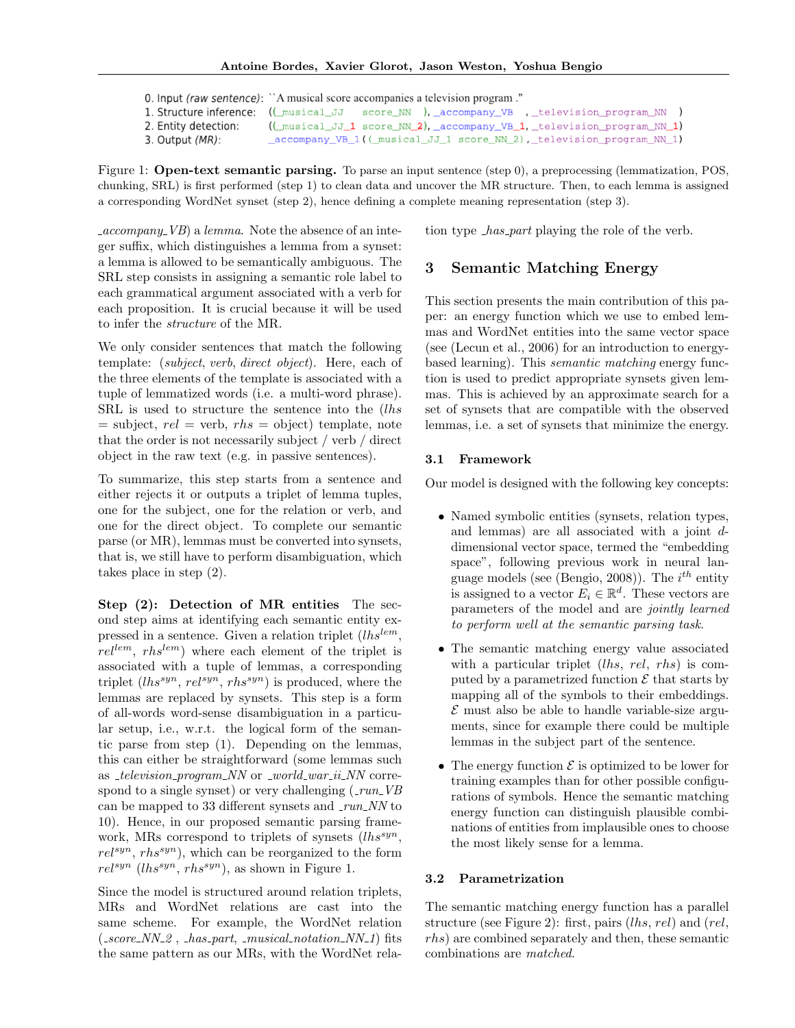```
0. Input (raw sentence):  ``A musical score accompanies a television program ."
1. Structure inference:   ((_musical_JJ   score_NN  ),_accompany_VB   ,_television_program_NN  )
2. Entity detection:      ((_musical_JJ_1 score_NN_2),_accompany_VB_1,_television_program_NN_1)
3. Output (MR):           _accompany_VB_1((_musical_JJ_1 score_NN_2),_television_program_NN_1)
```

Figure 1: **Open-text semantic parsing.** To parse an input sentence (step 0), a preprocessing (lemmatization, POS, chunking, SRL) is first performed (step 1) to clean data and uncover the MR structure. Then, to each lemma is assigned a corresponding WordNet synset (step 2), hence defining a complete meaning representation (step 3).

*_accompany_VB*) a *lemma*. Note the absence of an integer suffix, which distinguishes a lemma from a synset: a lemma is allowed to be semantically ambiguous. The SRL step consists in assigning a semantic role label to each grammatical argument associated with a verb for each proposition. It is crucial because it will be used to infer the *structure* of the MR.

We only consider sentences that match the following template: (*subject*, *verb*, *direct object*). Here, each of the three elements of the template is associated with a tuple of lemmatized words (i.e. a multi-word phrase). SRL is used to structure the sentence into the ($lhs$ = subject, $rel$ = verb, $rhs$ = object) template, note that the order is not necessarily subject / verb / direct object in the raw text (e.g. in passive sentences).

To summarize, this step starts from a sentence and either rejects it or outputs a triplet of lemma tuples, one for the subject, one for the relation or verb, and one for the direct object. To complete our semantic parse (or MR), lemmas must be converted into synsets, that is, we still have to perform disambiguation, which takes place in step (2).

**Step (2): Detection of MR entities** The second step aims at identifying each semantic entity expressed in a sentence. Given a relation triplet ($lhs^{lem}$, $rel^{lem}$, $rhs^{lem}$) where each element of the triplet is associated with a tuple of lemmas, a corresponding triplet ($lhs^{syn}$, $rel^{syn}$, $rhs^{syn}$) is produced, where the lemmas are replaced by synsets. This step is a form of all-words word-sense disambiguation in a particular setup, i.e., w.r.t. the logical form of the semantic parse from step (1). Depending on the lemmas, this can either be straightforward (some lemmas such as *_television_program_NN* or *_world_war_ii_NN* correspond to a single synset) or very challenging (*_run_VB* can be mapped to 33 different synsets and *_run_NN* to 10). Hence, in our proposed semantic parsing framework, MRs correspond to triplets of synsets ($lhs^{syn}$, $rel^{syn}$, $rhs^{syn}$), which can be reorganized to the form $rel^{syn}$ ($lhs^{syn}$, $rhs^{syn}$), as shown in Figure 1.

Since the model is structured around relation triplets, MRs and WordNet relations are cast into the same scheme. For example, the WordNet relation (*_score_NN_2* , *_has_part*, *_musical_notation_NN_1*) fits the same pattern as our MRs, with the WordNet relation type *_has_part* playing the role of the verb.

## 3 Semantic Matching Energy

This section presents the main contribution of this paper: an energy function which we use to embed lemmas and WordNet entities into the same vector space (see (Lecun et al., 2006) for an introduction to energy-based learning). This *semantic matching* energy function is used to predict appropriate synsets given lemmas. This is achieved by an approximate search for a set of synsets that are compatible with the observed lemmas, i.e. a set of synsets that minimize the energy.

### 3.1 Framework

Our model is designed with the following key concepts:

- Named symbolic entities (synsets, relation types, and lemmas) are all associated with a joint $d$-dimensional vector space, termed the "embedding space", following previous work in neural language models (see (Bengio, 2008)). The $i^{th}$ entity is assigned to a vector $E_i \in \mathbb{R}^d$. These vectors are parameters of the model and are *jointly learned to perform well at the semantic parsing task*.
- The semantic matching energy value associated with a particular triplet ($lhs$, $rel$, $rhs$) is computed by a parametrized function $\mathcal{E}$ that starts by mapping all of the symbols to their embeddings. $\mathcal{E}$ must also be able to handle variable-size arguments, since for example there could be multiple lemmas in the subject part of the sentence.
- The energy function $\mathcal{E}$ is optimized to be lower for training examples than for other possible configurations of symbols. Hence the semantic matching energy function can distinguish plausible combinations of entities from implausible ones to choose the most likely sense for a lemma.

### 3.2 Parametrization

The semantic matching energy function has a parallel structure (see Figure 2): first, pairs ($lhs$, $rel$) and ($rel$, $rhs$) are combined separately and then, these semantic combinations are *matched*.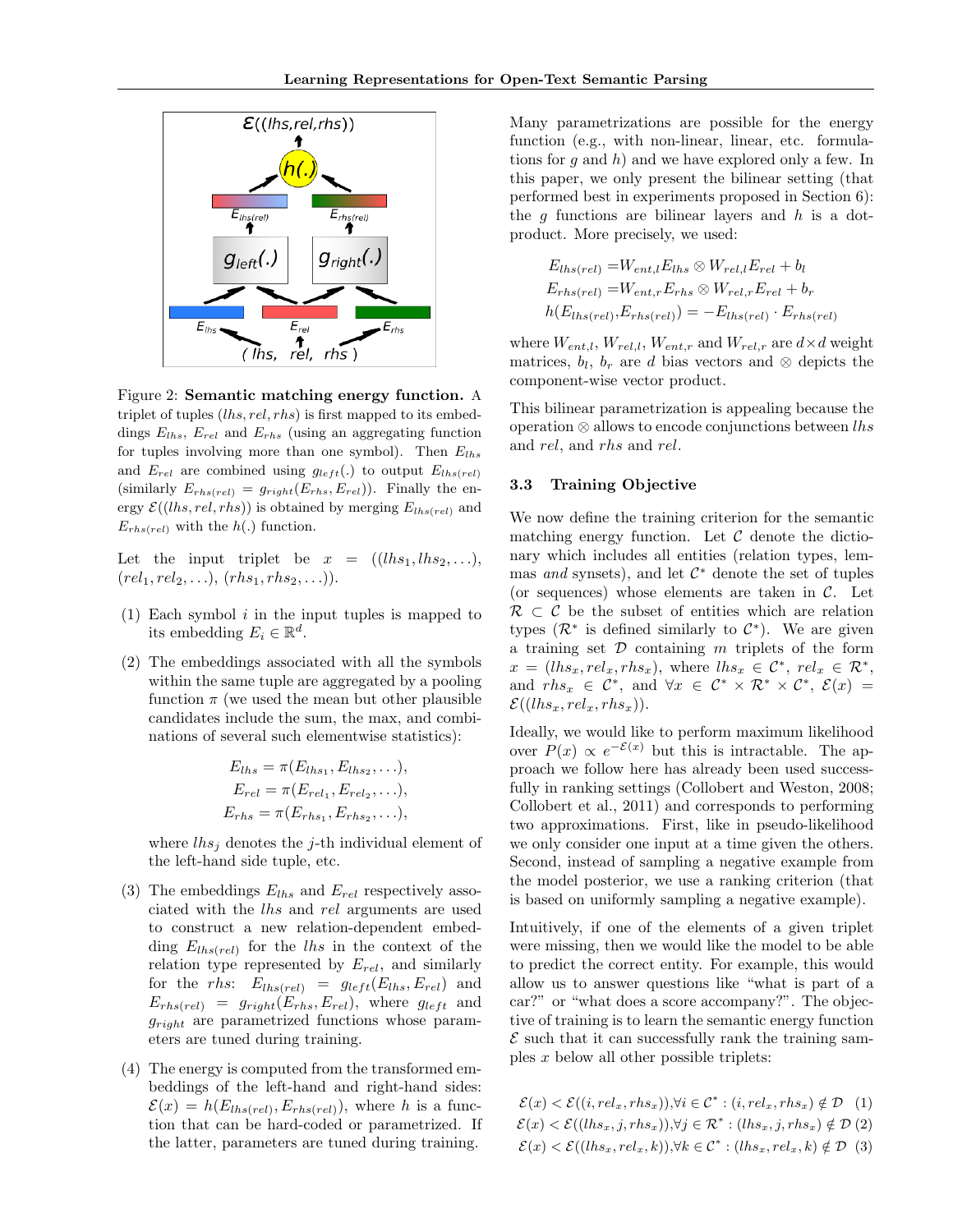Figure 2: **Semantic matching energy function.** A triplet of tuples $(lhs, rel, rhs)$ is first mapped to its embeddings $E_{lhs}$, $E_{rel}$ and $E_{rhs}$ (using an aggregating function for tuples involving more than one symbol). Then $E_{lhs}$ and $E_{rel}$ are combined using $g_{left}(.)$ to output $E_{lhs(rel)}$ (similarly $E_{rhs(rel)} = g_{right}(E_{rhs}, E_{rel})$). Finally the energy $\mathcal{E}((lhs, rel, rhs))$ is obtained by merging $E_{lhs(rel)}$ and $E_{rhs(rel)}$ with the $h(.)$ function.

Let the input triplet be $x = ((lhs_1, lhs_2, \ldots), (rel_1, rel_2, \ldots), (rhs_1, rhs_2, \ldots))$.

(1) Each symbol $i$ in the input tuples is mapped to its embedding $E_i \in \mathbb{R}^d$.

(2) The embeddings associated with all the symbols within the same tuple are aggregated by a pooling function $\pi$ (we used the mean but other plausible candidates include the sum, the max, and combinations of several such elementwise statistics):

$$E_{lhs} = \pi(E_{lhs_1}, E_{lhs_2}, \ldots),$$
$$E_{rel} = \pi(E_{rel_1}, E_{rel_2}, \ldots),$$
$$E_{rhs} = \pi(E_{rhs_1}, E_{rhs_2}, \ldots),$$

where $lhs_j$ denotes the $j$-th individual element of the left-hand side tuple, etc.

(3) The embeddings $E_{lhs}$ and $E_{rel}$ respectively associated with the $lhs$ and $rel$ arguments are used to construct a new relation-dependent embedding $E_{lhs(rel)}$ for the $lhs$ in the context of the relation type represented by $E_{rel}$, and similarly for the $rhs$: $E_{lhs(rel)} = g_{left}(E_{lhs}, E_{rel})$ and $E_{rhs(rel)} = g_{right}(E_{rhs}, E_{rel})$, where $g_{left}$ and $g_{right}$ are parametrized functions whose parameters are tuned during training.

(4) The energy is computed from the transformed embeddings of the left-hand and right-hand sides: $\mathcal{E}(x) = h(E_{lhs(rel)}, E_{rhs(rel)})$, where $h$ is a function that can be hard-coded or parametrized. If the latter, parameters are tuned during training.

Many parametrizations are possible for the energy function (e.g., with non-linear, linear, etc. formulations for $g$ and $h$) and we have explored only a few. In this paper, we only present the bilinear setting (that performed best in experiments proposed in Section 6): the $g$ functions are bilinear layers and $h$ is a dot-product. More precisely, we used:

$$E_{lhs(rel)} = W_{ent,l} E_{lhs} \otimes W_{rel,l} E_{rel} + b_l$$
$$E_{rhs(rel)} = W_{ent,r} E_{rhs} \otimes W_{rel,r} E_{rel} + b_r$$
$$h(E_{lhs(rel)}, E_{rhs(rel)}) = -E_{lhs(rel)} \cdot E_{rhs(rel)}$$

where $W_{ent,l}$, $W_{rel,l}$, $W_{ent,r}$ and $W_{rel,r}$ are $d \times d$ weight matrices, $b_l$, $b_r$ are $d$ bias vectors and $\otimes$ depicts the component-wise vector product.

This bilinear parametrization is appealing because the operation $\otimes$ allows to encode conjunctions between $lhs$ and $rel$, and $rhs$ and $rel$.

### 3.3 Training Objective

We now define the training criterion for the semantic matching energy function. Let $\mathcal{C}$ denote the dictionary which includes all entities (relation types, lemmas *and* synsets), and let $\mathcal{C}^*$ denote the set of tuples (or sequences) whose elements are taken in $\mathcal{C}$. Let $\mathcal{R} \subset \mathcal{C}$ be the subset of entities which are relation types ($\mathcal{R}^*$ is defined similarly to $\mathcal{C}^*$). We are given a training set $\mathcal{D}$ containing $m$ triplets of the form $x = (lhs_x, rel_x, rhs_x)$, where $lhs_x \in \mathcal{C}^*$, $rel_x \in \mathcal{R}^*$, and $rhs_x \in \mathcal{C}^*$, and $\forall x \in \mathcal{C}^* \times \mathcal{R}^* \times \mathcal{C}^*$, $\mathcal{E}(x) = \mathcal{E}((lhs_x, rel_x, rhs_x))$.

Ideally, we would like to perform maximum likelihood over $P(x) \propto e^{-\mathcal{E}(x)}$ but this is intractable. The approach we follow here has already been used successfully in ranking settings (Collobert and Weston, 2008; Collobert et al., 2011) and corresponds to performing two approximations. First, like in pseudo-likelihood we only consider one input at a time given the others. Second, instead of sampling a negative example from the model posterior, we use a ranking criterion (that is based on uniformly sampling a negative example).

Intuitively, if one of the elements of a given triplet were missing, then we would like the model to be able to predict the correct entity. For example, this would allow us to answer questions like "what is part of a car?" or "what does a score accompany?". The objective of training is to learn the semantic energy function $\mathcal{E}$ such that it can successfully rank the training samples $x$ below all other possible triplets:

$$\mathcal{E}(x) < \mathcal{E}((i, rel_x, rhs_x)), \forall i \in \mathcal{C}^* : (i, rel_x, rhs_x) \notin \mathcal{D} \quad (1)$$
$$\mathcal{E}(x) < \mathcal{E}((lhs_x, j, rhs_x)), \forall j \in \mathcal{R}^* : (lhs_x, j, rhs_x) \notin \mathcal{D} \quad (2)$$
$$\mathcal{E}(x) < \mathcal{E}((lhs_x, rel_x, k)), \forall k \in \mathcal{C}^* : (lhs_x, rel_x, k) \notin \mathcal{D} \quad (3)$$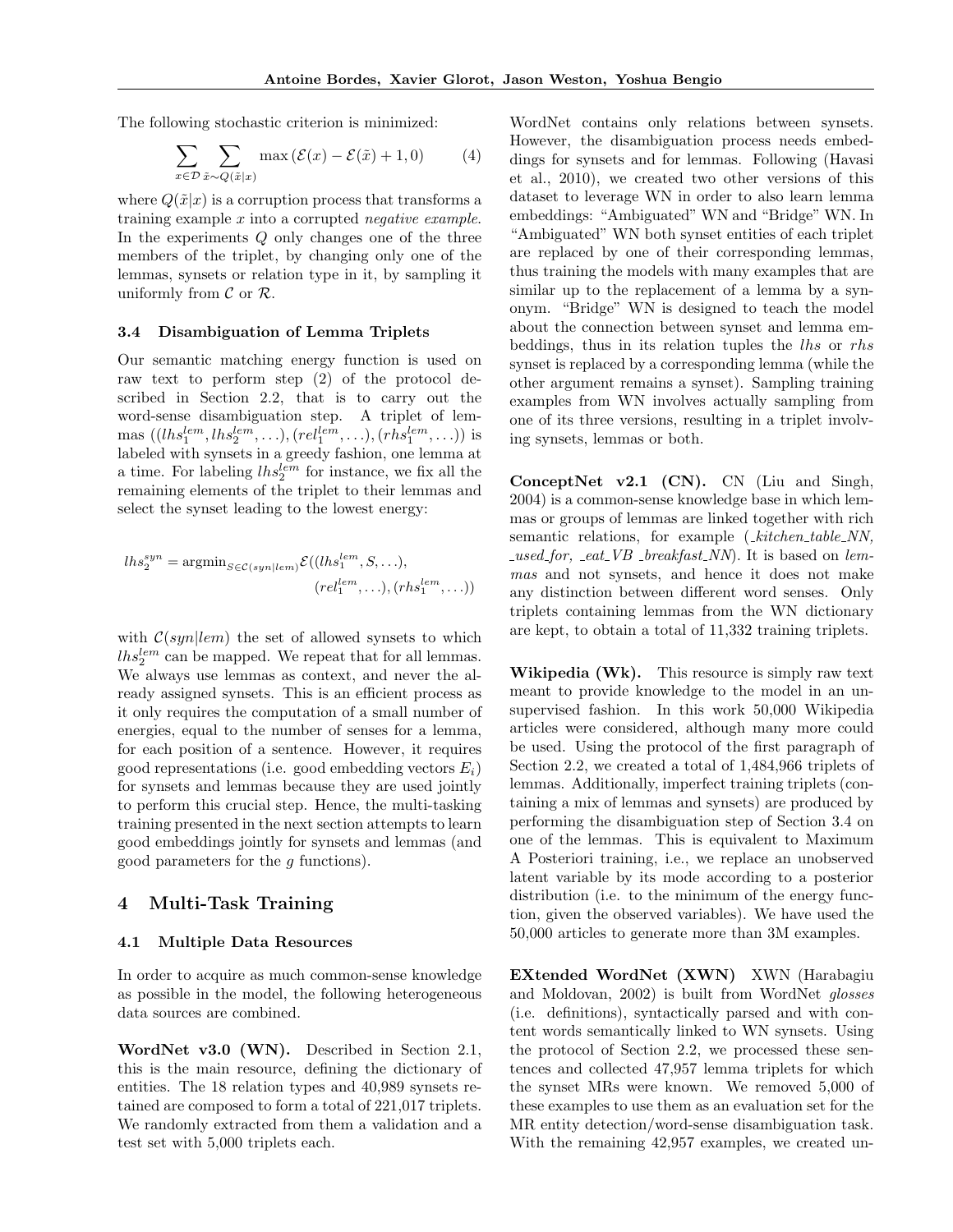The following stochastic criterion is minimized:

$$\sum_{x \in \mathcal{D}} \sum_{\tilde{x} \sim Q(\tilde{x}|x)} \max\left(\mathcal{E}(x) - \mathcal{E}(\tilde{x}) + 1, 0\right) \qquad (4)$$

where $Q(\tilde{x}|x)$ is a corruption process that transforms a training example $x$ into a corrupted *negative example*. In the experiments $Q$ only changes one of the three members of the triplet, by changing only one of the lemmas, synsets or relation type in it, by sampling it uniformly from $\mathcal{C}$ or $\mathcal{R}$.

### 3.4 Disambiguation of Lemma Triplets

Our semantic matching energy function is used on raw text to perform step (2) of the protocol described in Section 2.2, that is to carry out the word-sense disambiguation step. A triplet of lemmas $((lhs_1^{lem}, lhs_2^{lem}, \ldots), (rel_1^{lem}, \ldots), (rhs_1^{lem}, \ldots))$ is labeled with synsets in a greedy fashion, one lemma at a time. For labeling $lhs_2^{lem}$ for instance, we fix all the remaining elements of the triplet to their lemmas and select the synset leading to the lowest energy:

$$lhs_2^{syn} = \text{argmin}_{S \in \mathcal{C}(syn|lem)} \mathcal{E}((lhs_1^{lem}, S, \ldots), (rel_1^{lem}, \ldots), (rhs_1^{lem}, \ldots))$$

with $\mathcal{C}(syn|lem)$ the set of allowed synsets to which $lhs_2^{lem}$ can be mapped. We repeat that for all lemmas. We always use lemmas as context, and never the already assigned synsets. This is an efficient process as it only requires the computation of a small number of energies, equal to the number of senses for a lemma, for each position of a sentence. However, it requires good representations (i.e. good embedding vectors $E_i$) for synsets and lemmas because they are used jointly to perform this crucial step. Hence, the multi-tasking training presented in the next section attempts to learn good embeddings jointly for synsets and lemmas (and good parameters for the $g$ functions).

## 4 Multi-Task Training

### 4.1 Multiple Data Resources

In order to acquire as much common-sense knowledge as possible in the model, the following heterogeneous data sources are combined.

**WordNet v3.0 (WN).** Described in Section 2.1, this is the main resource, defining the dictionary of entities. The 18 relation types and 40,989 synsets retained are composed to form a total of 221,017 triplets. We randomly extracted from them a validation and a test set with 5,000 triplets each.

WordNet contains only relations between synsets. However, the disambiguation process needs embeddings for synsets and for lemmas. Following (Havasi et al., 2010), we created two other versions of this dataset to leverage WN in order to also learn lemma embeddings: "Ambiguated" WN and "Bridge" WN. In "Ambiguated" WN both synset entities of each triplet are replaced by one of their corresponding lemmas, thus training the models with many examples that are similar up to the replacement of a lemma by a synonym. "Bridge" WN is designed to teach the model about the connection between synset and lemma embeddings, thus in its relation tuples the *lhs* or *rhs* synset is replaced by a corresponding lemma (while the other argument remains a synset). Sampling training examples from WN involves actually sampling from one of its three versions, resulting in a triplet involving synsets, lemmas or both.

**ConceptNet v2.1 (CN).** CN (Liu and Singh, 2004) is a common-sense knowledge base in which lemmas or groups of lemmas are linked together with rich semantic relations, for example (*_kitchen_table_NN*, *_used_for*, *_eat_VB _breakfast_NN*). It is based on *lemmas* and not synsets, and hence it does not make any distinction between different word senses. Only triplets containing lemmas from the WN dictionary are kept, to obtain a total of 11,332 training triplets.

**Wikipedia (Wk).** This resource is simply raw text meant to provide knowledge to the model in an unsupervised fashion. In this work 50,000 Wikipedia articles were considered, although many more could be used. Using the protocol of the first paragraph of Section 2.2, we created a total of 1,484,966 triplets of lemmas. Additionally, imperfect training triplets (containing a mix of lemmas and synsets) are produced by performing the disambiguation step of Section 3.4 on one of the lemmas. This is equivalent to Maximum A Posteriori training, i.e., we replace an unobserved latent variable by its mode according to a posterior distribution (i.e. to the minimum of the energy function, given the observed variables). We have used the 50,000 articles to generate more than 3M examples.

**EXtended WordNet (XWN)** XWN (Harabagiu and Moldovan, 2002) is built from WordNet *glosses* (i.e. definitions), syntactically parsed and with content words semantically linked to WN synsets. Using the protocol of Section 2.2, we processed these sentences and collected 47,957 lemma triplets for which the synset MRs were known. We removed 5,000 of these examples to use them as an evaluation set for the MR entity detection/word-sense disambiguation task. With the remaining 42,957 examples, we created un-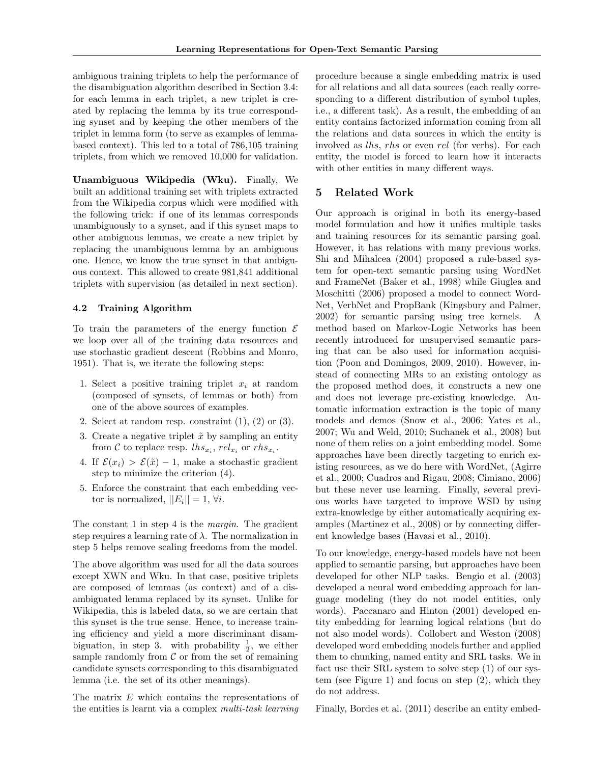ambiguous training triplets to help the performance of the disambiguation algorithm described in Section 3.4: for each lemma in each triplet, a new triplet is created by replacing the lemma by its true corresponding synset and by keeping the other members of the triplet in lemma form (to serve as examples of lemma-based context). This led to a total of 786,105 training triplets, from which we removed 10,000 for validation.

**Unambiguous Wikipedia (Wku).** Finally, We built an additional training set with triplets extracted from the Wikipedia corpus which were modified with the following trick: if one of its lemmas corresponds unambiguously to a synset, and if this synset maps to other ambiguous lemmas, we create a new triplet by replacing the unambiguous lemma by an ambiguous one. Hence, we know the true synset in that ambiguous context. This allowed to create 981,841 additional triplets with supervision (as detailed in next section).

### 4.2 Training Algorithm

To train the parameters of the energy function $\mathcal{E}$ we loop over all of the training data resources and use stochastic gradient descent (Robbins and Monro, 1951). That is, we iterate the following steps:

1. Select a positive training triplet $x_i$ at random (composed of synsets, of lemmas or both) from one of the above sources of examples.
2. Select at random resp. constraint (1), (2) or (3).
3. Create a negative triplet $\tilde{x}$ by sampling an entity from $\mathcal{C}$ to replace resp. $lhs_{x_i}$, $rel_{x_i}$ or $rhs_{x_i}$.
4. If $\mathcal{E}(x_i) > \mathcal{E}(\tilde{x}) - 1$, make a stochastic gradient step to minimize the criterion (4).
5. Enforce the constraint that each embedding vector is normalized, $||E_i|| = 1, \forall i$.

The constant 1 in step 4 is the *margin*. The gradient step requires a learning rate of $\lambda$. The normalization in step 5 helps remove scaling freedoms from the model.

The above algorithm was used for all the data sources except XWN and Wku. In that case, positive triplets are composed of lemmas (as context) and of a disambiguated lemma replaced by its synset. Unlike for Wikipedia, this is labeled data, so we are certain that this synset is the true sense. Hence, to increase training efficiency and yield a more discriminant disambiguation, in step 3. with probability $\frac{1}{2}$, we either sample randomly from $\mathcal{C}$ or from the set of remaining candidate synsets corresponding to this disambiguated lemma (i.e. the set of its other meanings).

The matrix $E$ which contains the representations of the entities is learnt via a complex *multi-task learning* procedure because a single embedding matrix is used for all relations and all data sources (each really corresponding to a different distribution of symbol tuples, i.e., a different task). As a result, the embedding of an entity contains factorized information coming from all the relations and data sources in which the entity is involved as *lhs*, *rhs* or even *rel* (for verbs). For each entity, the model is forced to learn how it interacts with other entities in many different ways.

## 5 Related Work

Our approach is original in both its energy-based model formulation and how it unifies multiple tasks and training resources for its semantic parsing goal. However, it has relations with many previous works. Shi and Mihalcea (2004) proposed a rule-based system for open-text semantic parsing using WordNet and FrameNet (Baker et al., 1998) while Giuglea and Moschitti (2006) proposed a model to connect WordNet, VerbNet and PropBank (Kingsbury and Palmer, 2002) for semantic parsing using tree kernels. A method based on Markov-Logic Networks has been recently introduced for unsupervised semantic parsing that can be also used for information acquisition (Poon and Domingos, 2009, 2010). However, instead of connecting MRs to an existing ontology as the proposed method does, it constructs a new one and does not leverage pre-existing knowledge. Automatic information extraction is the topic of many models and demos (Snow et al., 2006; Yates et al., 2007; Wu and Weld, 2010; Suchanek et al., 2008) but none of them relies on a joint embedding model. Some approaches have been directly targeting to enrich existing resources, as we do here with WordNet, (Agirre et al., 2000; Cuadros and Rigau, 2008; Cimiano, 2006) but these never use learning. Finally, several previous works have targeted to improve WSD by using extra-knowledge by either automatically acquiring examples (Martinez et al., 2008) or by connecting different knowledge bases (Havasi et al., 2010).

To our knowledge, energy-based models have not been applied to semantic parsing, but approaches have been developed for other NLP tasks. Bengio et al. (2003) developed a neural word embedding approach for language modeling (they do not model entities, only words). Paccanaro and Hinton (2001) developed entity embedding for learning logical relations (but do not also model words). Collobert and Weston (2008) developed word embedding models further and applied them to chunking, named entity and SRL tasks. We in fact use their SRL system to solve step (1) of our system (see Figure 1) and focus on step (2), which they do not address.

Finally, Bordes et al. (2011) describe an entity embed-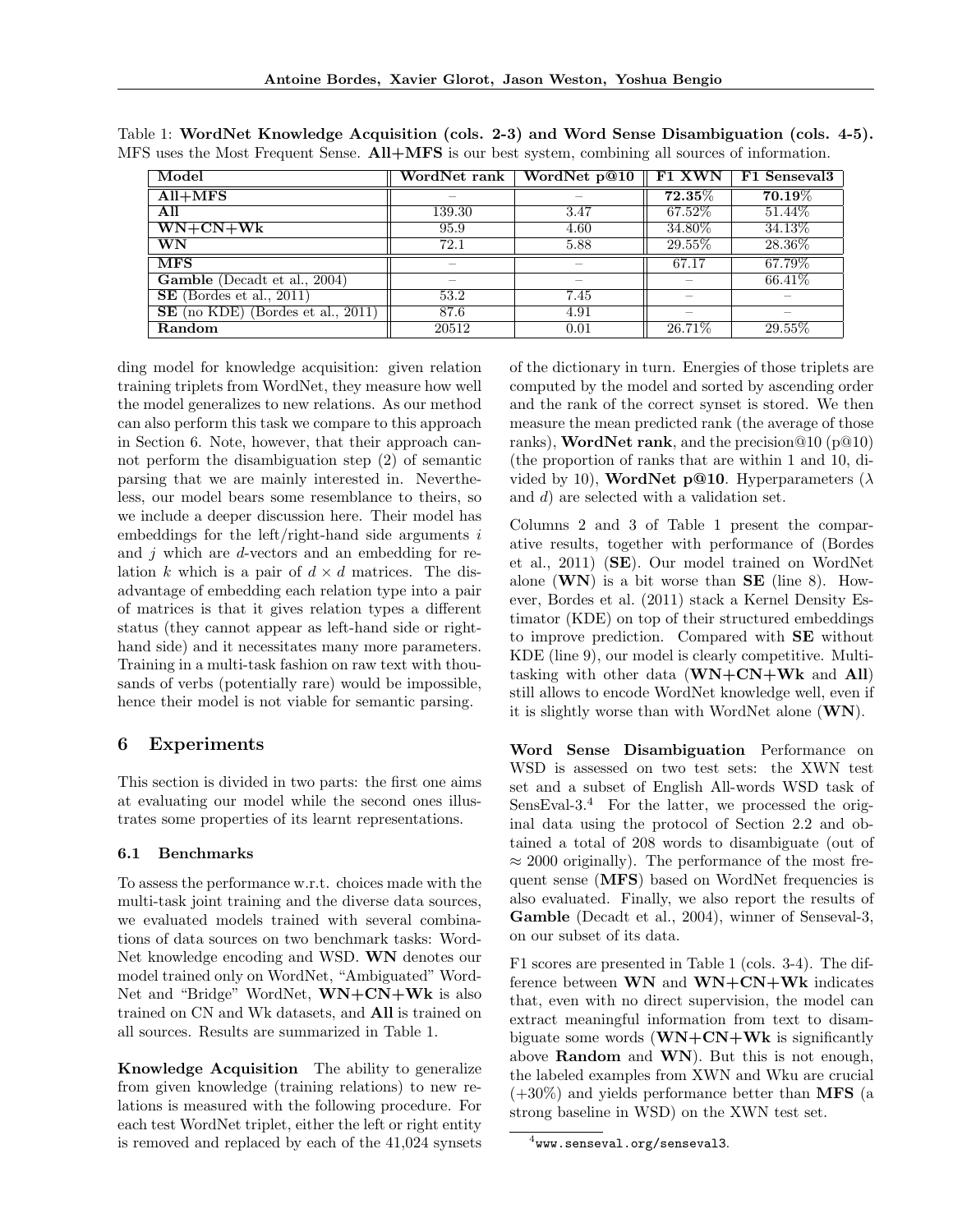Table 1: **WordNet Knowledge Acquisition (cols. 2-3) and Word Sense Disambiguation (cols. 4-5).** MFS uses the Most Frequent Sense. **All+MFS** is our best system, combining all sources of information.

| Model | WordNet rank | WordNet p@10 | F1 XWN | F1 Senseval3 |
|---|---|---|---|---|
| **All+MFS** | – | – | **72.35**% | **70.19**% |
| **All** | 139.30 | 3.47 | 67.52% | 51.44% |
| **WN+CN+Wk** | 95.9 | 4.60 | 34.80% | 34.13% |
| **WN** | 72.1 | 5.88 | 29.55% | 28.36% |
| **MFS** | – | – | 67.17 | 67.79% |
| **Gamble** (Decadt et al., 2004) | – | – | – | 66.41% |
| **SE** (Bordes et al., 2011) | 53.2 | 7.45 | – | – |
| **SE** (no KDE) (Bordes et al., 2011) | 87.6 | 4.91 | – | – |
| **Random** | 20512 | 0.01 | 26.71% | 29.55% |

ding model for knowledge acquisition: given relation training triplets from WordNet, they measure how well the model generalizes to new relations. As our method can also perform this task we compare to this approach in Section 6. Note, however, that their approach cannot perform the disambiguation step (2) of semantic parsing that we are mainly interested in. Nevertheless, our model bears some resemblance to theirs, so we include a deeper discussion here. Their model has embeddings for the left/right-hand side arguments $i$ and $j$ which are $d$-vectors and an embedding for relation $k$ which is a pair of $d \times d$ matrices. The disadvantage of embedding each relation type into a pair of matrices is that it gives relation types a different status (they cannot appear as left-hand side or right-hand side) and it necessitates many more parameters. Training in a multi-task fashion on raw text with thousands of verbs (potentially rare) would be impossible, hence their model is not viable for semantic parsing.

## 6 Experiments

This section is divided in two parts: the first one aims at evaluating our model while the second ones illustrates some properties of its learnt representations.

### 6.1 Benchmarks

To assess the performance w.r.t. choices made with the multi-task joint training and the diverse data sources, we evaluated models trained with several combinations of data sources on two benchmark tasks: WordNet knowledge encoding and WSD. **WN** denotes our model trained only on WordNet, "Ambiguated" WordNet and "Bridge" WordNet, **WN+CN+Wk** is also trained on CN and Wk datasets, and **All** is trained on all sources. Results are summarized in Table 1.

**Knowledge Acquisition** The ability to generalize from given knowledge (training relations) to new relations is measured with the following procedure. For each test WordNet triplet, either the left or right entity is removed and replaced by each of the 41,024 synsets of the dictionary in turn. Energies of those triplets are computed by the model and sorted by ascending order and the rank of the correct synset is stored. We then measure the mean predicted rank (the average of those ranks), **WordNet rank**, and the precision@10 (p@10) (the proportion of ranks that are within 1 and 10, divided by 10), **WordNet p@10**. Hyperparameters ($\lambda$ and $d$) are selected with a validation set.

Columns 2 and 3 of Table 1 present the comparative results, together with performance of (Bordes et al., 2011) (**SE**). Our model trained on WordNet alone (**WN**) is a bit worse than **SE** (line 8). However, Bordes et al. (2011) stack a Kernel Density Estimator (KDE) on top of their structured embeddings to improve prediction. Compared with **SE** without KDE (line 9), our model is clearly competitive. Multi-tasking with other data (**WN+CN+Wk** and **All**) still allows to encode WordNet knowledge well, even if it is slightly worse than with WordNet alone (**WN**).

**Word Sense Disambiguation** Performance on WSD is assessed on two test sets: the XWN test set and a subset of English All-words WSD task of SensEval-3.[4] For the latter, we processed the original data using the protocol of Section 2.2 and obtained a total of 208 words to disambiguate (out of $\approx 2000$ originally). The performance of the most frequent sense (**MFS**) based on WordNet frequencies is also evaluated. Finally, we also report the results of **Gamble** (Decadt et al., 2004), winner of Senseval-3, on our subset of its data.

F1 scores are presented in Table 1 (cols. 3-4). The difference between **WN** and **WN+CN+Wk** indicates that, even with no direct supervision, the model can extract meaningful information from text to disambiguate some words (**WN+CN+Wk** is significantly above **Random** and **WN**). But this is not enough, the labeled examples from XWN and Wku are crucial (+30%) and yields performance better than **MFS** (a strong baseline in WSD) on the XWN test set.

[4] www.senseval.org/senseval3.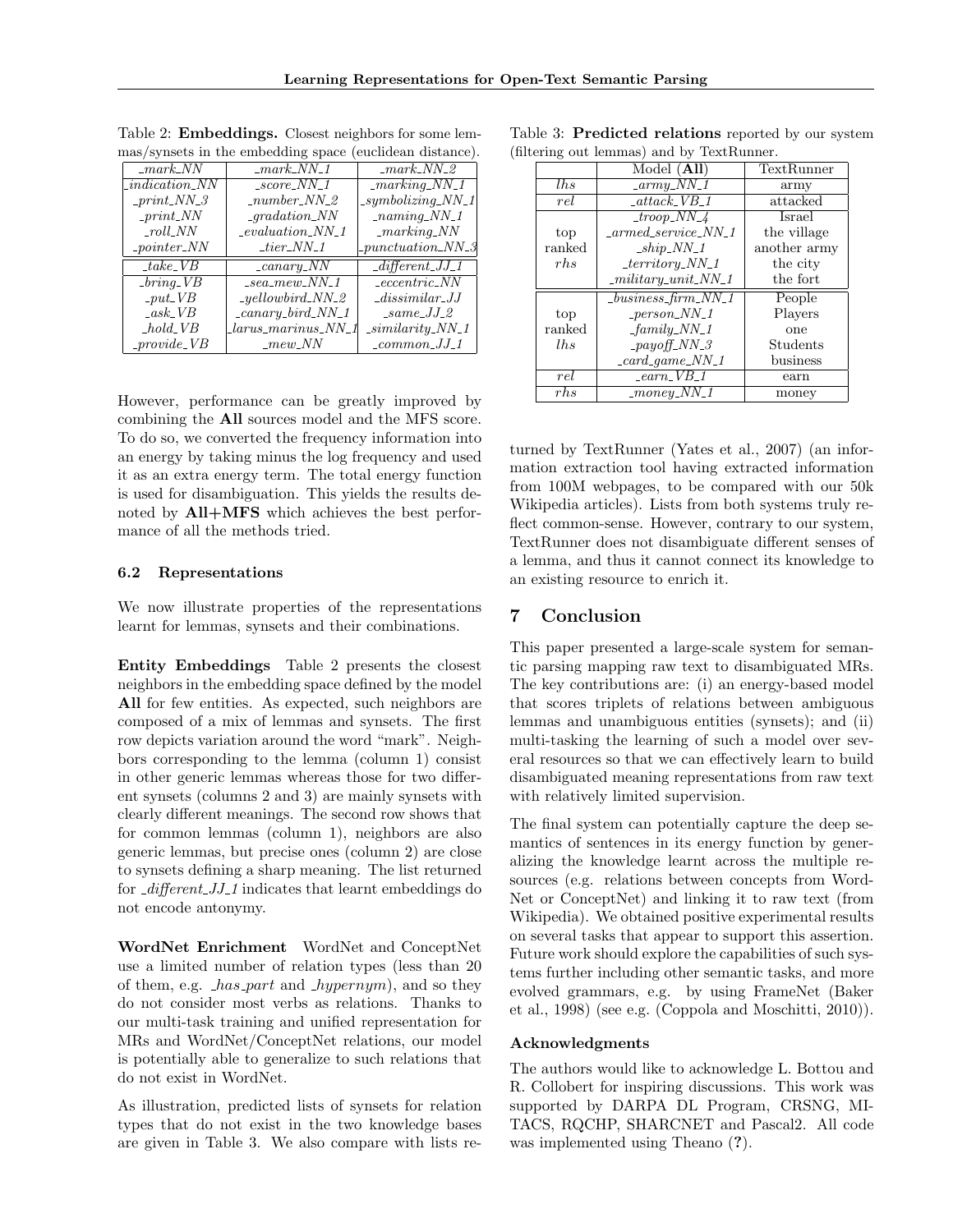Table 2: **Embeddings.** Closest neighbors for some lemmas/synsets in the embedding space (euclidean distance).

| _mark_NN | _mark_NN_1 | _mark_NN_2 |
|---|---|---|
| _indication_NN | _score_NN_1 | _marking_NN_1 |
| _print_NN_3 | _number_NN_2 | _symbolizing_NN_1 |
| _print_NN | _gradation_NN | _naming_NN_1 |
| _roll_NN | _evaluation_NN_1 | _marking_NN |
| _pointer_NN | _tier_NN_1 | _punctuation_NN_3 |
| **_take_VB** | **_canary_NN** | **_different_JJ_1** |
| _bring_VB | _sea_mew_NN_1 | _eccentric_NN |
| _put_VB | _yellowbird_NN_2 | _dissimilar_JJ |
| _ask_VB | _canary_bird_NN_1 | _same_JJ_2 |
| _hold_VB | _larus_marinus_NN_1 | _similarity_NN_1 |
| _provide_VB | _mew_NN | _common_JJ_1 |

However, performance can be greatly improved by combining the **All** sources model and the MFS score. To do so, we converted the frequency information into an energy by taking minus the log frequency and used it as an extra energy term. The total energy function is used for disambiguation. This yields the results denoted by **All+MFS** which achieves the best performance of all the methods tried.

### 6.2 Representations

We now illustrate properties of the representations learnt for lemmas, synsets and their combinations.

**Entity Embeddings** Table 2 presents the closest neighbors in the embedding space defined by the model **All** for few entities. As expected, such neighbors are composed of a mix of lemmas and synsets. The first row depicts variation around the word "mark". Neighbors corresponding to the lemma (column 1) consist in other generic lemmas whereas those for two different synsets (columns 2 and 3) are mainly synsets with clearly different meanings. The second row shows that for common lemmas (column 1), neighbors are also generic lemmas, but precise ones (column 2) are close to synsets defining a sharp meaning. The list returned for *_different_JJ_1* indicates that learnt embeddings do not encode antonymy.

**WordNet Enrichment** WordNet and ConceptNet use a limited number of relation types (less than 20 of them, e.g. *_has_part* and *_hypernym*), and so they do not consider most verbs as relations. Thanks to our multi-task training and unified representation for MRs and WordNet/ConceptNet relations, our model is potentially able to generalize to such relations that do not exist in WordNet.

As illustration, predicted lists of synsets for relation types that do not exist in the two knowledge bases are given in Table 3. We also compare with lists returned by TextRunner (Yates et al., 2007) (an information extraction tool having extracted information from 100M webpages, to be compared with our 50k Wikipedia articles). Lists from both systems truly reflect common-sense. However, contrary to our system, TextRunner does not disambiguate different senses of a lemma, and thus it cannot connect its knowledge to an existing resource to enrich it.

Table 3: **Predicted relations** reported by our system (filtering out lemmas) and by TextRunner.

| | Model (**All**) | TextRunner |
|---|---|---|
| *lhs* | _army_NN_1 | army |
| *rel* | _attack_VB_1 | attacked |
| top ranked *rhs* | _troop_NN_4 | Israel |
| | _armed_service_NN_1 | the village |
| | _ship_NN_1 | another army |
| | _territory_NN_1 | the city |
| | _military_unit_NN_1 | the fort |
| top ranked *lhs* | _business_firm_NN_1 | People |
| | _person_NN_1 | Players |
| | _family_NN_1 | one |
| | _payoff_NN_3 | Students |
| | _card_game_NN_1 | business |
| *rel* | _earn_VB_1 | earn |
| *rhs* | _money_NN_1 | money |

## 7 Conclusion

This paper presented a large-scale system for semantic parsing mapping raw text to disambiguated MRs. The key contributions are: (i) an energy-based model that scores triplets of relations between ambiguous lemmas and unambiguous entities (synsets); and (ii) multi-tasking the learning of such a model over several resources so that we can effectively learn to build disambiguated meaning representations from raw text with relatively limited supervision.

The final system can potentially capture the deep semantics of sentences in its energy function by generalizing the knowledge learnt across the multiple resources (e.g. relations between concepts from WordNet or ConceptNet) and linking it to raw text (from Wikipedia). We obtained positive experimental results on several tasks that appear to support this assertion. Future work should explore the capabilities of such systems further including other semantic tasks, and more evolved grammars, e.g. by using FrameNet (Baker et al., 1998) (see e.g. (Coppola and Moschitti, 2010)).

#### Acknowledgments

The authors would like to acknowledge L. Bottou and R. Collobert for inspiring discussions. This work was supported by DARPA DL Program, CRSNG, MITACS, RQCHP, SHARCNET and Pascal2. All code was implemented using Theano (**?**).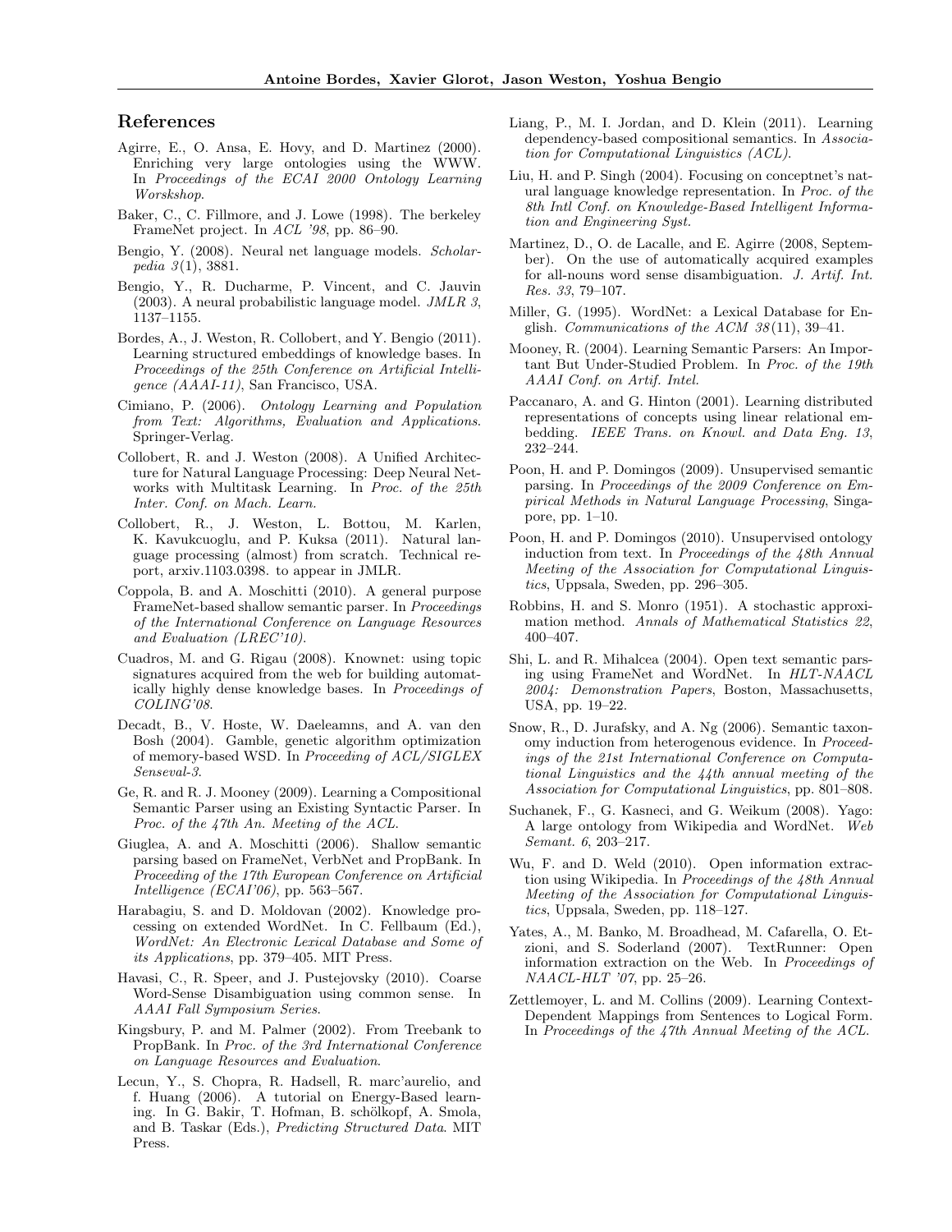## References

Agirre, E., O. Ansa, E. Hovy, and D. Martinez (2000). Enriching very large ontologies using the WWW. In *Proceedings of the ECAI 2000 Ontology Learning Worskshop*.

Baker, C., C. Fillmore, and J. Lowe (1998). The berkeley FrameNet project. In *ACL '98*, pp. 86–90.

Bengio, Y. (2008). Neural net language models. *Scholarpedia 3*(1), 3881.

Bengio, Y., R. Ducharme, P. Vincent, and C. Jauvin (2003). A neural probabilistic language model. *JMLR 3*, 1137–1155.

Bordes, A., J. Weston, R. Collobert, and Y. Bengio (2011). Learning structured embeddings of knowledge bases. In *Proceedings of the 25th Conference on Artificial Intelligence (AAAI-11)*, San Francisco, USA.

Cimiano, P. (2006). *Ontology Learning and Population from Text: Algorithms, Evaluation and Applications*. Springer-Verlag.

Collobert, R. and J. Weston (2008). A Unified Architecture for Natural Language Processing: Deep Neural Networks with Multitask Learning. In *Proc. of the 25th Inter. Conf. on Mach. Learn.*

Collobert, R., J. Weston, L. Bottou, M. Karlen, K. Kavukcuoglu, and P. Kuksa (2011). Natural language processing (almost) from scratch. Technical report, arxiv.1103.0398. to appear in JMLR.

Coppola, B. and A. Moschitti (2010). A general purpose FrameNet-based shallow semantic parser. In *Proceedings of the International Conference on Language Resources and Evaluation (LREC'10)*.

Cuadros, M. and G. Rigau (2008). Knownet: using topic signatures acquired from the web for building automatically highly dense knowledge bases. In *Proceedings of COLING'08*.

Decadt, B., V. Hoste, W. Daeleamns, and A. van den Bosh (2004). Gamble, genetic algorithm optimization of memory-based WSD. In *Proceeding of ACL/SIGLEX Senseval-3*.

Ge, R. and R. J. Mooney (2009). Learning a Compositional Semantic Parser using an Existing Syntactic Parser. In *Proc. of the 47th An. Meeting of the ACL.*

Giuglea, A. and A. Moschitti (2006). Shallow semantic parsing based on FrameNet, VerbNet and PropBank. In *Proceeding of the 17th European Conference on Artificial Intelligence (ECAI'06)*, pp. 563–567.

Harabagiu, S. and D. Moldovan (2002). Knowledge processing on extended WordNet. In C. Fellbaum (Ed.), *WordNet: An Electronic Lexical Database and Some of its Applications*, pp. 379–405. MIT Press.

Havasi, C., R. Speer, and J. Pustejovsky (2010). Coarse Word-Sense Disambiguation using common sense. In *AAAI Fall Symposium Series*.

Kingsbury, P. and M. Palmer (2002). From Treebank to PropBank. In *Proc. of the 3rd International Conference on Language Resources and Evaluation*.

Lecun, Y., S. Chopra, R. Hadsell, R. marc'aurelio, and f. Huang (2006). A tutorial on Energy-Based learning. In G. Bakir, T. Hofman, B. schölkopf, A. Smola, and B. Taskar (Eds.), *Predicting Structured Data*. MIT Press.

Liang, P., M. I. Jordan, and D. Klein (2011). Learning dependency-based compositional semantics. In *Association for Computational Linguistics (ACL)*.

Liu, H. and P. Singh (2004). Focusing on conceptnet's natural language knowledge representation. In *Proc. of the 8th Intl Conf. on Knowledge-Based Intelligent Information and Engineering Syst.*

Martinez, D., O. de Lacalle, and E. Agirre (2008, September). On the use of automatically acquired examples for all-nouns word sense disambiguation. *J. Artif. Int. Res. 33*, 79–107.

Miller, G. (1995). WordNet: a Lexical Database for English. *Communications of the ACM 38*(11), 39–41.

Mooney, R. (2004). Learning Semantic Parsers: An Important But Under-Studied Problem. In *Proc. of the 19th AAAI Conf. on Artif. Intel.*

Paccanaro, A. and G. Hinton (2001). Learning distributed representations of concepts using linear relational embedding. *IEEE Trans. on Knowl. and Data Eng. 13*, 232–244.

Poon, H. and P. Domingos (2009). Unsupervised semantic parsing. In *Proceedings of the 2009 Conference on Empirical Methods in Natural Language Processing*, Singapore, pp. 1–10.

Poon, H. and P. Domingos (2010). Unsupervised ontology induction from text. In *Proceedings of the 48th Annual Meeting of the Association for Computational Linguistics*, Uppsala, Sweden, pp. 296–305.

Robbins, H. and S. Monro (1951). A stochastic approximation method. *Annals of Mathematical Statistics 22*, 400–407.

Shi, L. and R. Mihalcea (2004). Open text semantic parsing using FrameNet and WordNet. In *HLT-NAACL 2004: Demonstration Papers*, Boston, Massachusetts, USA, pp. 19–22.

Snow, R., D. Jurafsky, and A. Ng (2006). Semantic taxonomy induction from heterogenous evidence. In *Proceedings of the 21st International Conference on Computational Linguistics and the 44th annual meeting of the Association for Computational Linguistics*, pp. 801–808.

Suchanek, F., G. Kasneci, and G. Weikum (2008). Yago: A large ontology from Wikipedia and WordNet. *Web Semant. 6*, 203–217.

Wu, F. and D. Weld (2010). Open information extraction using Wikipedia. In *Proceedings of the 48th Annual Meeting of the Association for Computational Linguistics*, Uppsala, Sweden, pp. 118–127.

Yates, A., M. Banko, M. Broadhead, M. Cafarella, O. Etzioni, and S. Soderland (2007). TextRunner: Open information extraction on the Web. In *Proceedings of NAACL-HLT '07*, pp. 25–26.

Zettlemoyer, L. and M. Collins (2009). Learning Context-Dependent Mappings from Sentences to Logical Form. In *Proceedings of the 47th Annual Meeting of the ACL.*